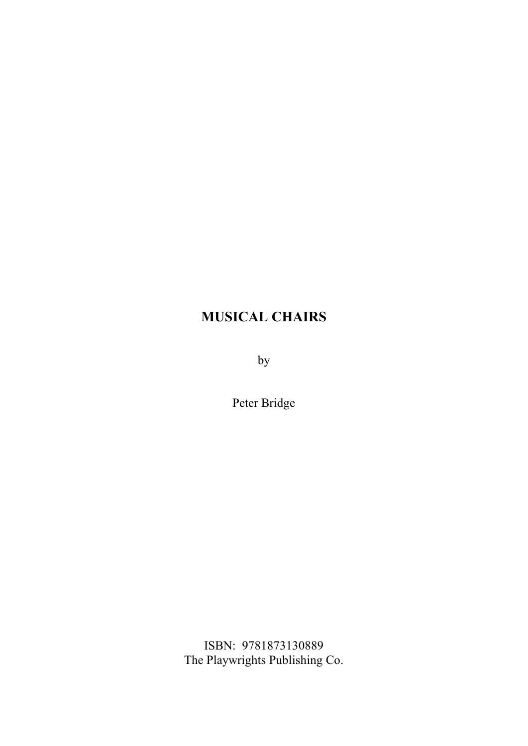# MUSICAL CHAIRS

by

Peter Bridge

ISBN: 9781873130889
The Playwrights Publishing Co.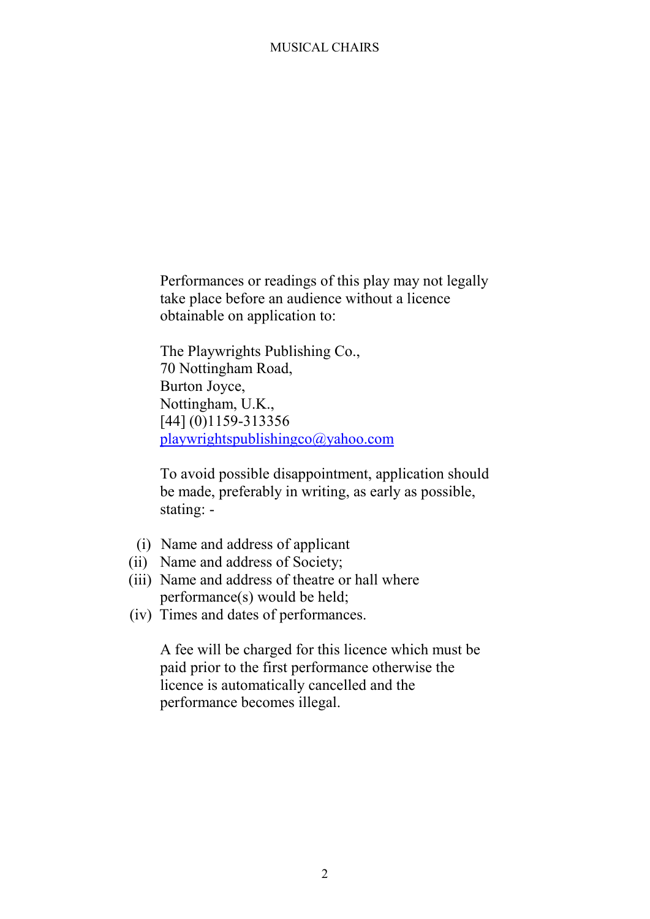Performances or readings of this play may not legally take place before an audience without a licence obtainable on application to:

The Playwrights Publishing Co.,
70 Nottingham Road,
Burton Joyce,
Nottingham, U.K.,
[44] (0)1159-313356
playwrightspublishingco@yahoo.com

To avoid possible disappointment, application should be made, preferably in writing, as early as possible, stating: -

(i) Name and address of applicant
(ii) Name and address of Society;
(iii) Name and address of theatre or hall where performance(s) would be held;
(iv) Times and dates of performances.

A fee will be charged for this licence which must be paid prior to the first performance otherwise the licence is automatically cancelled and the performance becomes illegal.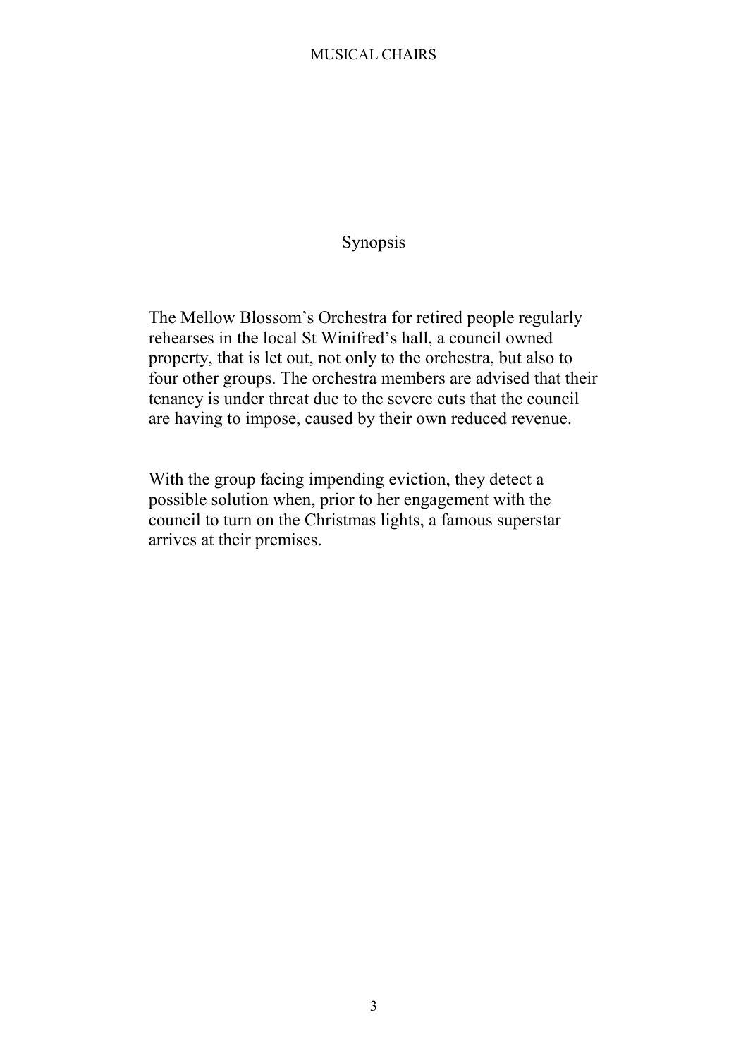# Synopsis

The Mellow Blossom's Orchestra for retired people regularly rehearses in the local St Winifred's hall, a council owned property, that is let out, not only to the orchestra, but also to four other groups. The orchestra members are advised that their tenancy is under threat due to the severe cuts that the council are having to impose, caused by their own reduced revenue.

With the group facing impending eviction, they detect a possible solution when, prior to her engagement with the council to turn on the Christmas lights, a famous superstar arrives at their premises.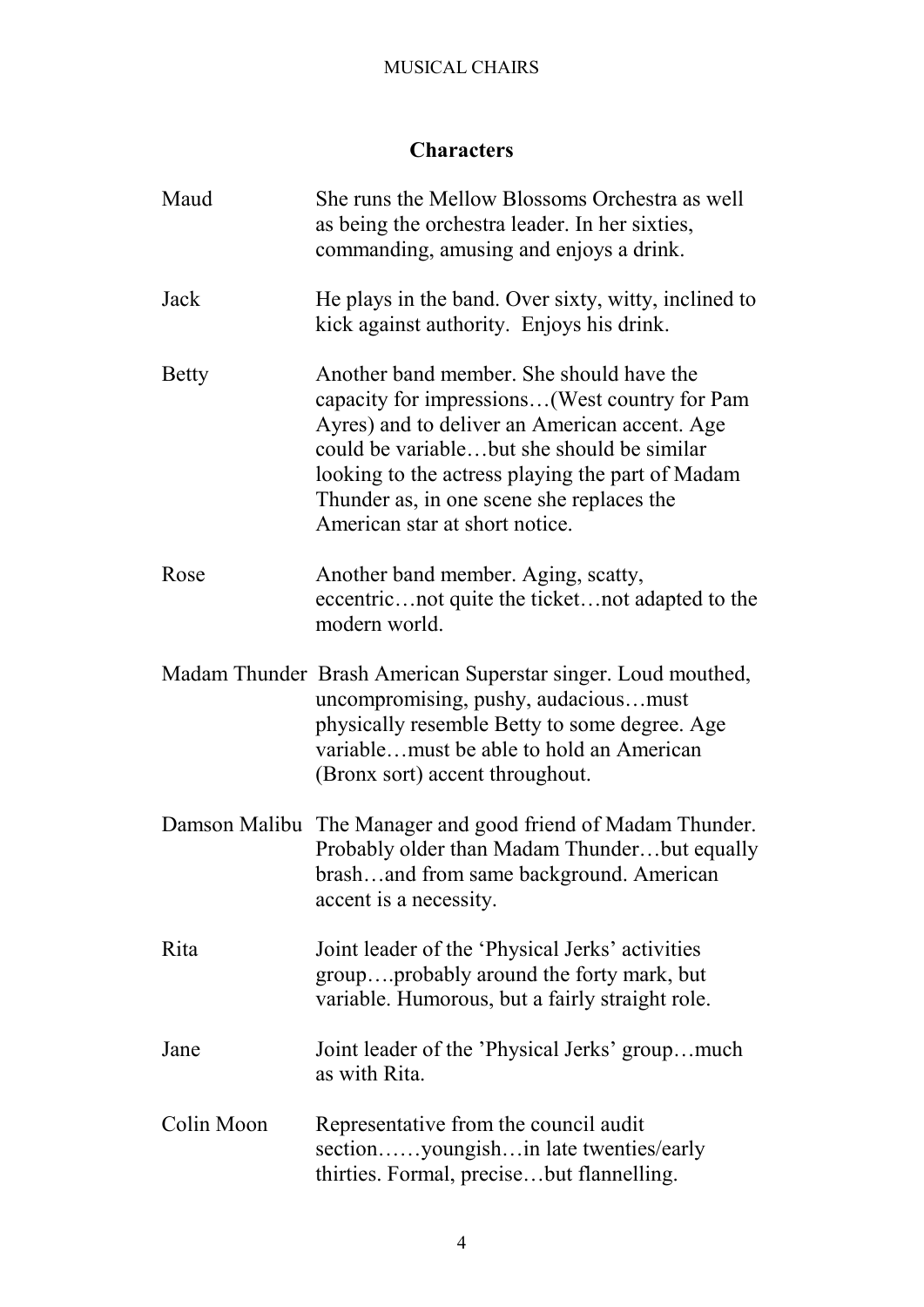## Characters

| | |
|---|---|
| Maud | She runs the Mellow Blossoms Orchestra as well as being the orchestra leader. In her sixties, commanding, amusing and enjoys a drink. |
| Jack | He plays in the band. Over sixty, witty, inclined to kick against authority. Enjoys his drink. |
| Betty | Another band member. She should have the capacity for impressions…(West country for Pam Ayres) and to deliver an American accent. Age could be variable…but she should be similar looking to the actress playing the part of Madam Thunder as, in one scene she replaces the American star at short notice. |
| Rose | Another band member. Aging, scatty, eccentric…not quite the ticket…not adapted to the modern world. |
| Madam Thunder | Brash American Superstar singer. Loud mouthed, uncompromising, pushy, audacious…must physically resemble Betty to some degree. Age variable…must be able to hold an American (Bronx sort) accent throughout. |
| Damson Malibu | The Manager and good friend of Madam Thunder. Probably older than Madam Thunder…but equally brash…and from same background. American accent is a necessity. |
| Rita | Joint leader of the 'Physical Jerks' activities group….probably around the forty mark, but variable. Humorous, but a fairly straight role. |
| Jane | Joint leader of the 'Physical Jerks' group…much as with Rita. |
| Colin Moon | Representative from the council audit section……youngish…in late twenties/early thirties. Formal, precise…but flannelling. |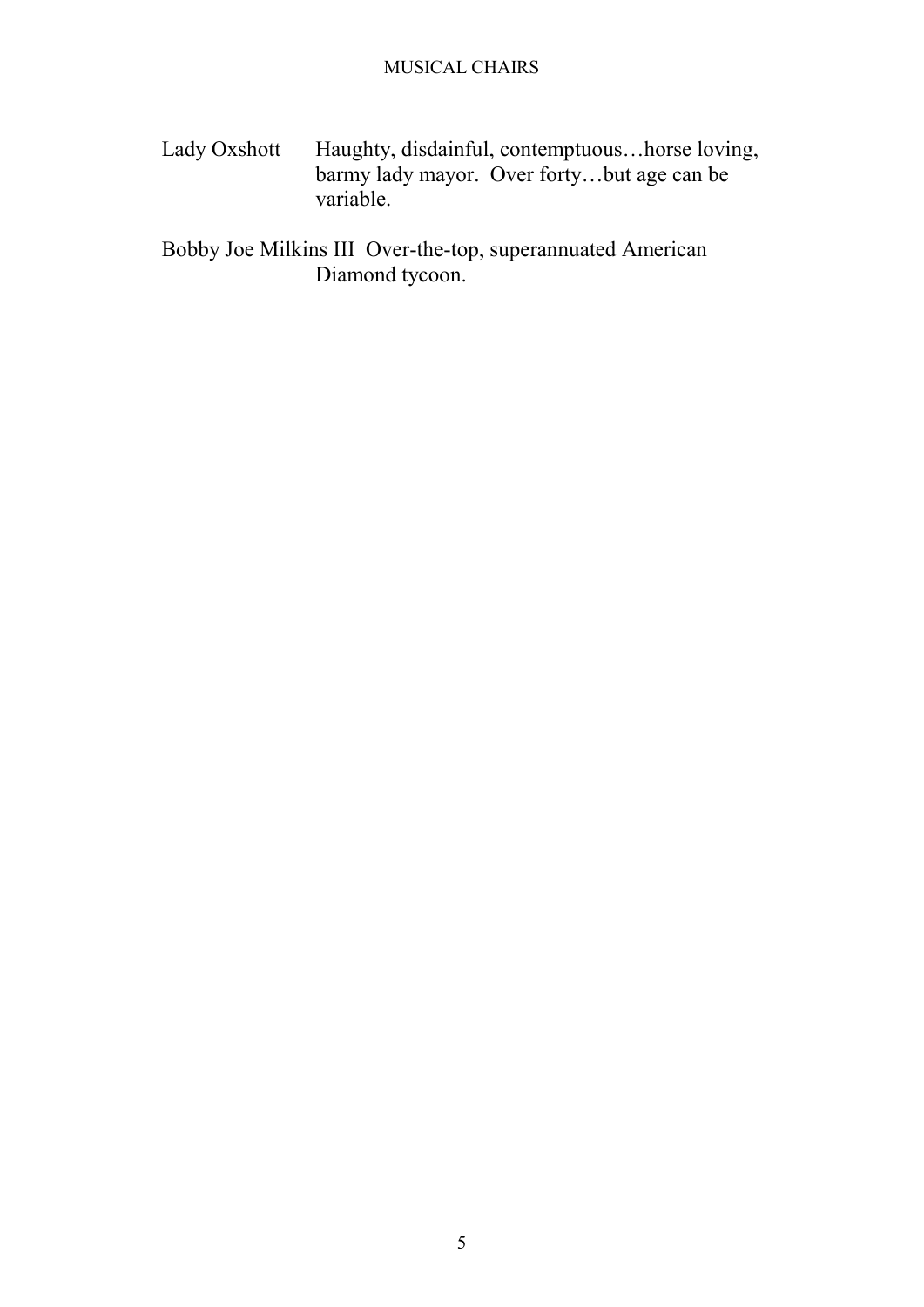Lady Oxshott Haughty, disdainful, contemptuous…horse loving, barmy lady mayor. Over forty…but age can be variable.

Bobby Joe Milkins III Over-the-top, superannuated American Diamond tycoon.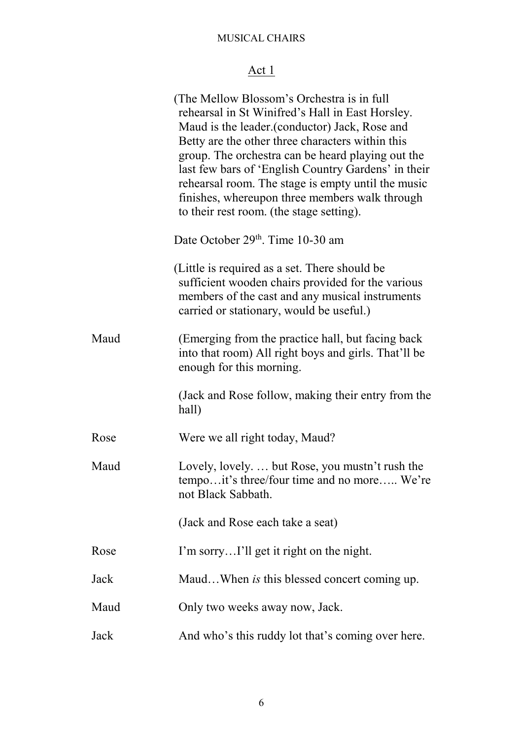MUSICAL CHAIRS

## Act 1

(The Mellow Blossom's Orchestra is in full rehearsal in St Winifred's Hall in East Horsley. Maud is the leader.(conductor) Jack, Rose and Betty are the other three characters within this group. The orchestra can be heard playing out the last few bars of 'English Country Gardens' in their rehearsal room. The stage is empty until the music finishes, whereupon three members walk through to their rest room. (the stage setting).

Date October 29th. Time 10-30 am

(Little is required as a set. There should be sufficient wooden chairs provided for the various members of the cast and any musical instruments carried or stationary, would be useful.)

**Maud** (Emerging from the practice hall, but facing back into that room) All right boys and girls. That'll be enough for this morning.

(Jack and Rose follow, making their entry from the hall)

**Rose** Were we all right today, Maud?

**Maud** Lovely, lovely. … but Rose, you mustn't rush the tempo…it's three/four time and no more….. We're not Black Sabbath.

(Jack and Rose each take a seat)

**Rose** I'm sorry…I'll get it right on the night.

**Jack** Maud…When *is* this blessed concert coming up.

**Maud** Only two weeks away now, Jack.

**Jack** And who's this ruddy lot that's coming over here.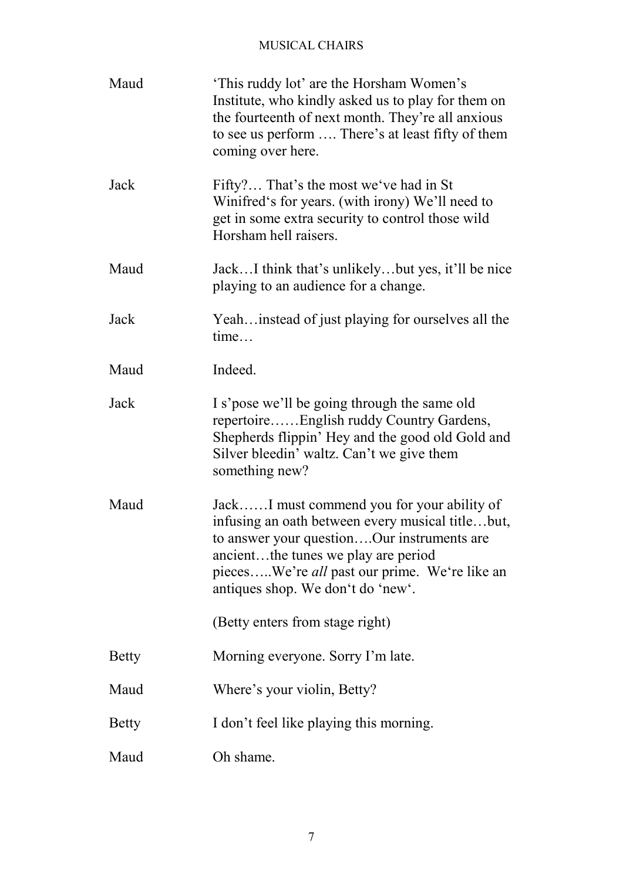Maud		'This ruddy lot' are the Horsham Women's Institute, who kindly asked us to play for them on the fourteenth of next month. They're all anxious to see us perform …. There's at least fifty of them coming over here.

Jack		Fifty?… That's the most we've had in St Winifred's for years. (with irony) We'll need to get in some extra security to control those wild Horsham hell raisers.

Maud		Jack…I think that's unlikely…but yes, it'll be nice playing to an audience for a change.

Jack		Yeah…instead of just playing for ourselves all the time…

Maud		Indeed.

Jack		I s'pose we'll be going through the same old repertoire……English ruddy Country Gardens, Shepherds flippin' Hey and the good old Gold and Silver bleedin' waltz. Can't we give them something new?

Maud		Jack……I must commend you for your ability of infusing an oath between every musical title…but, to answer your question….Our instruments are ancient…the tunes we play are period pieces…..We're *all* past our prime. We're like an antiques shop. We don't do 'new'.

		(Betty enters from stage right)

Betty		Morning everyone. Sorry I'm late.

Maud		Where's your violin, Betty?

Betty		I don't feel like playing this morning.

Maud		Oh shame.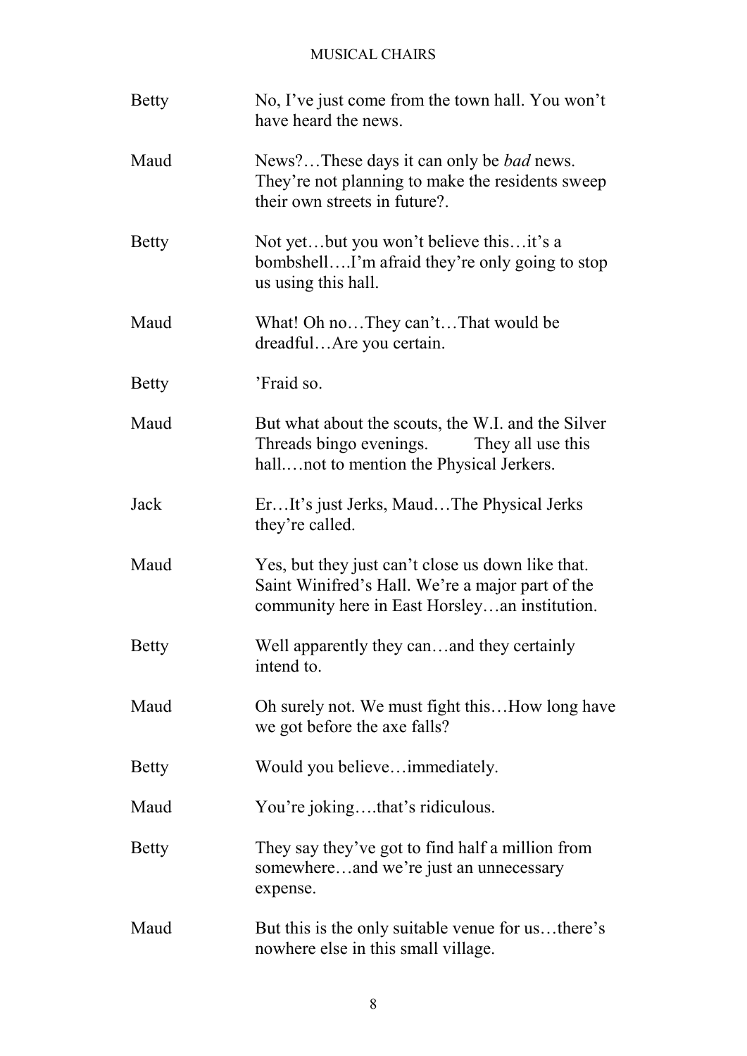| | |
|---|---|
| Betty | No, I've just come from the town hall. You won't have heard the news. |
| Maud | News?…These days it can only be *bad* news. They're not planning to make the residents sweep their own streets in future?. |
| Betty | Not yet…but you won't believe this…it's a bombshell….I'm afraid they're only going to stop us using this hall. |
| Maud | What! Oh no…They can't…That would be dreadful…Are you certain. |
| Betty | 'Fraid so. |
| Maud | But what about the scouts, the W.I. and the Silver Threads bingo evenings. They all use this hall.…not to mention the Physical Jerkers. |
| Jack | Er…It's just Jerks, Maud…The Physical Jerks they're called. |
| Maud | Yes, but they just can't close us down like that. Saint Winifred's Hall. We're a major part of the community here in East Horsley…an institution. |
| Betty | Well apparently they can…and they certainly intend to. |
| Maud | Oh surely not. We must fight this…How long have we got before the axe falls? |
| Betty | Would you believe…immediately. |
| Maud | You're joking….that's ridiculous. |
| Betty | They say they've got to find half a million from somewhere…and we're just an unnecessary expense. |
| Maud | But this is the only suitable venue for us…there's nowhere else in this small village. |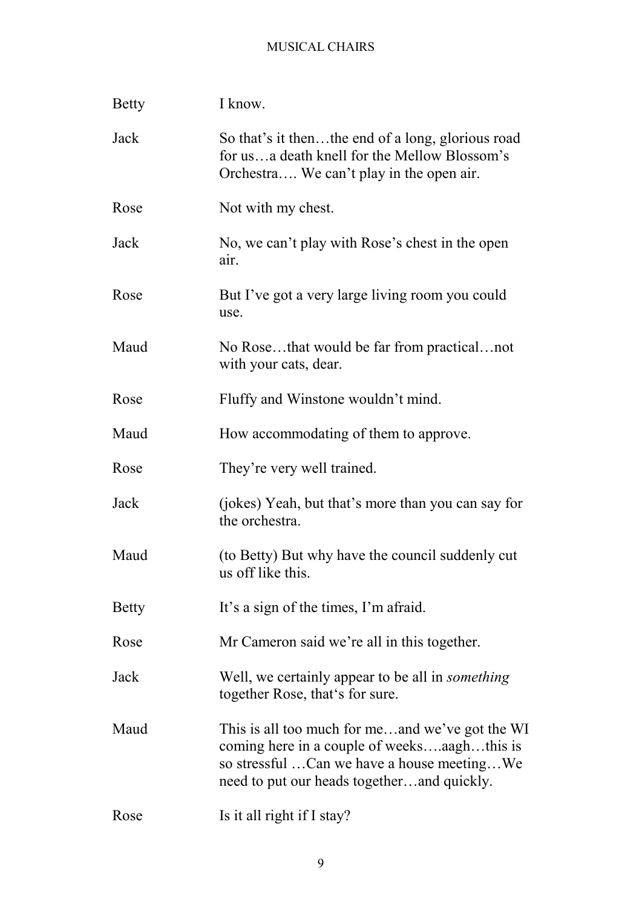Betty		I know.

Jack		So that's it then…the end of a long, glorious road for us…a death knell for the Mellow Blossom's Orchestra…. We can't play in the open air.

Rose		Not with my chest.

Jack		No, we can't play with Rose's chest in the open air.

Rose		But I've got a very large living room you could use.

Maud		No Rose…that would be far from practical…not with your cats, dear.

Rose		Fluffy and Winstone wouldn't mind.

Maud		How accommodating of them to approve.

Rose		They're very well trained.

Jack		(jokes) Yeah, but that's more than you can say for the orchestra.

Maud		(to Betty) But why have the council suddenly cut us off like this.

Betty		It's a sign of the times, I'm afraid.

Rose		Mr Cameron said we're all in this together.

Jack		Well, we certainly appear to be all in *something* together Rose, that's for sure.

Maud		This is all too much for me…and we've got the WI coming here in a couple of weeks….aagh…this is so stressful …Can we have a house meeting…We need to put our heads together…and quickly.

Rose		Is it all right if I stay?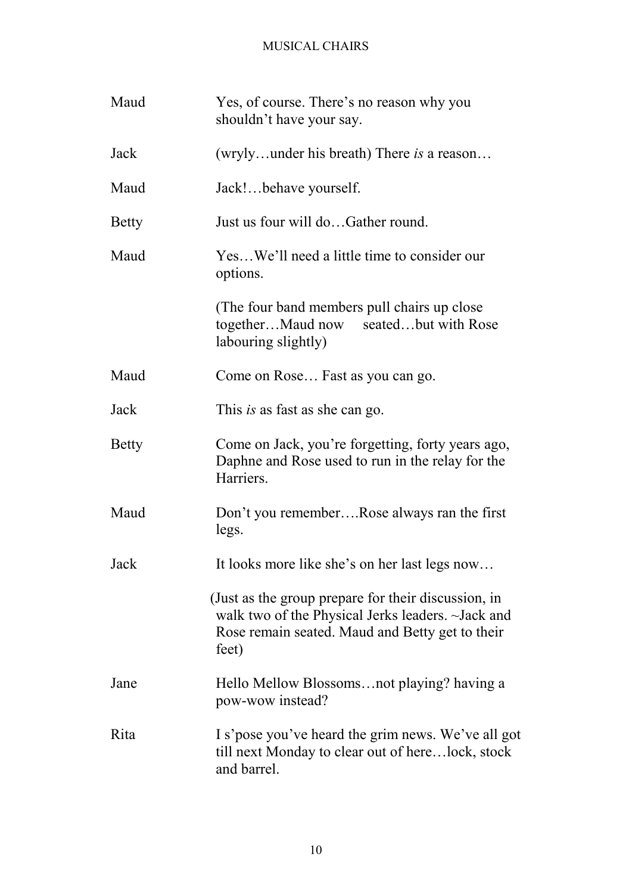Maud Yes, of course. There's no reason why you shouldn't have your say.

Jack (wryly…under his breath) There *is* a reason…

Maud Jack!…behave yourself.

Betty Just us four will do…Gather round.

Maud Yes…We'll need a little time to consider our options.

(The four band members pull chairs up close together…Maud now seated…but with Rose labouring slightly)

Maud Come on Rose… Fast as you can go.

Jack This *is* as fast as she can go.

Betty Come on Jack, you're forgetting, forty years ago, Daphne and Rose used to run in the relay for the Harriers.

Maud Don't you remember….Rose always ran the first legs.

Jack It looks more like she's on her last legs now…

(Just as the group prepare for their discussion, in walk two of the Physical Jerks leaders. ~Jack and Rose remain seated. Maud and Betty get to their feet)

Jane Hello Mellow Blossoms…not playing? having a pow-wow instead?

Rita I s'pose you've heard the grim news. We've all got till next Monday to clear out of here…lock, stock and barrel.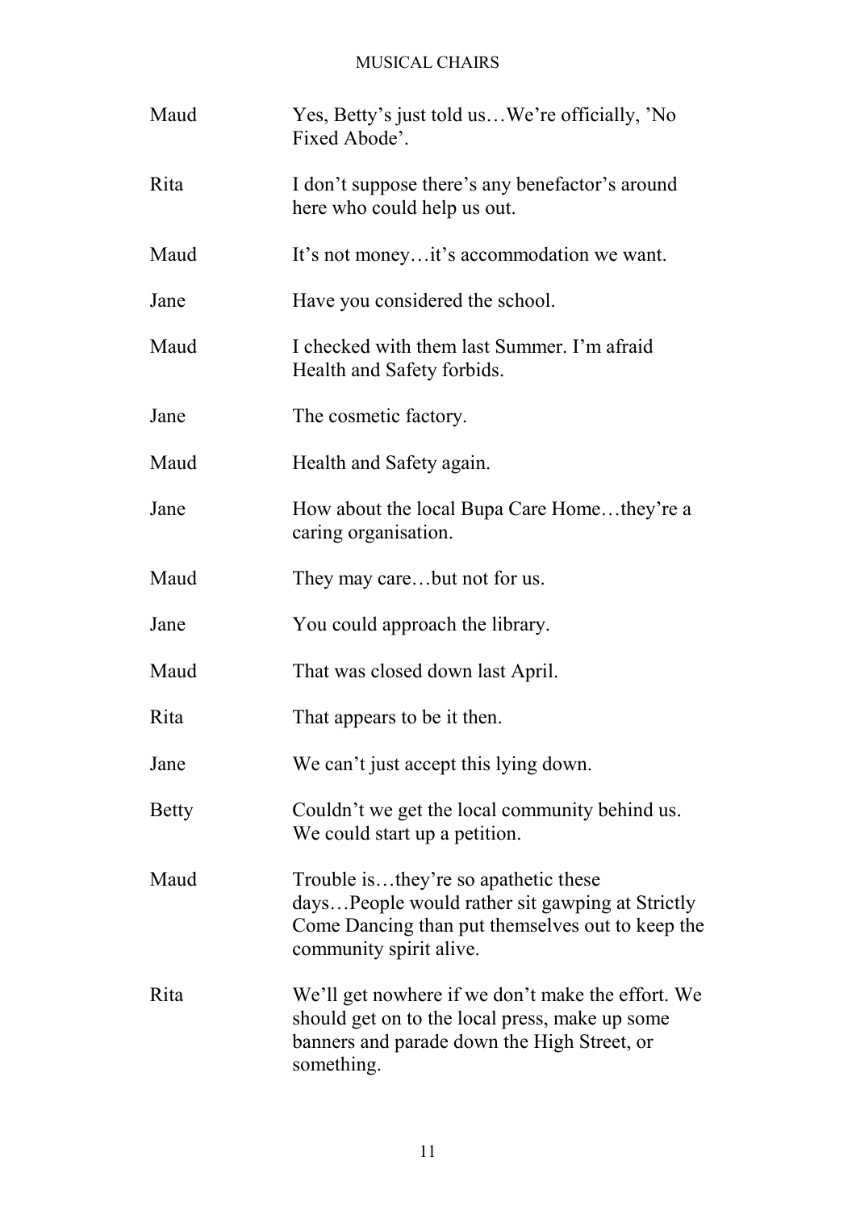| | |
|---|---|
| Maud | Yes, Betty's just told us…We're officially, 'No Fixed Abode'. |
| Rita | I don't suppose there's any benefactor's around here who could help us out. |
| Maud | It's not money…it's accommodation we want. |
| Jane | Have you considered the school. |
| Maud | I checked with them last Summer. I'm afraid Health and Safety forbids. |
| Jane | The cosmetic factory. |
| Maud | Health and Safety again. |
| Jane | How about the local Bupa Care Home…they're a caring organisation. |
| Maud | They may care…but not for us. |
| Jane | You could approach the library. |
| Maud | That was closed down last April. |
| Rita | That appears to be it then. |
| Jane | We can't just accept this lying down. |
| Betty | Couldn't we get the local community behind us. We could start up a petition. |
| Maud | Trouble is…they're so apathetic these days…People would rather sit gawping at Strictly Come Dancing than put themselves out to keep the community spirit alive. |
| Rita | We'll get nowhere if we don't make the effort. We should get on to the local press, make up some banners and parade down the High Street, or something. |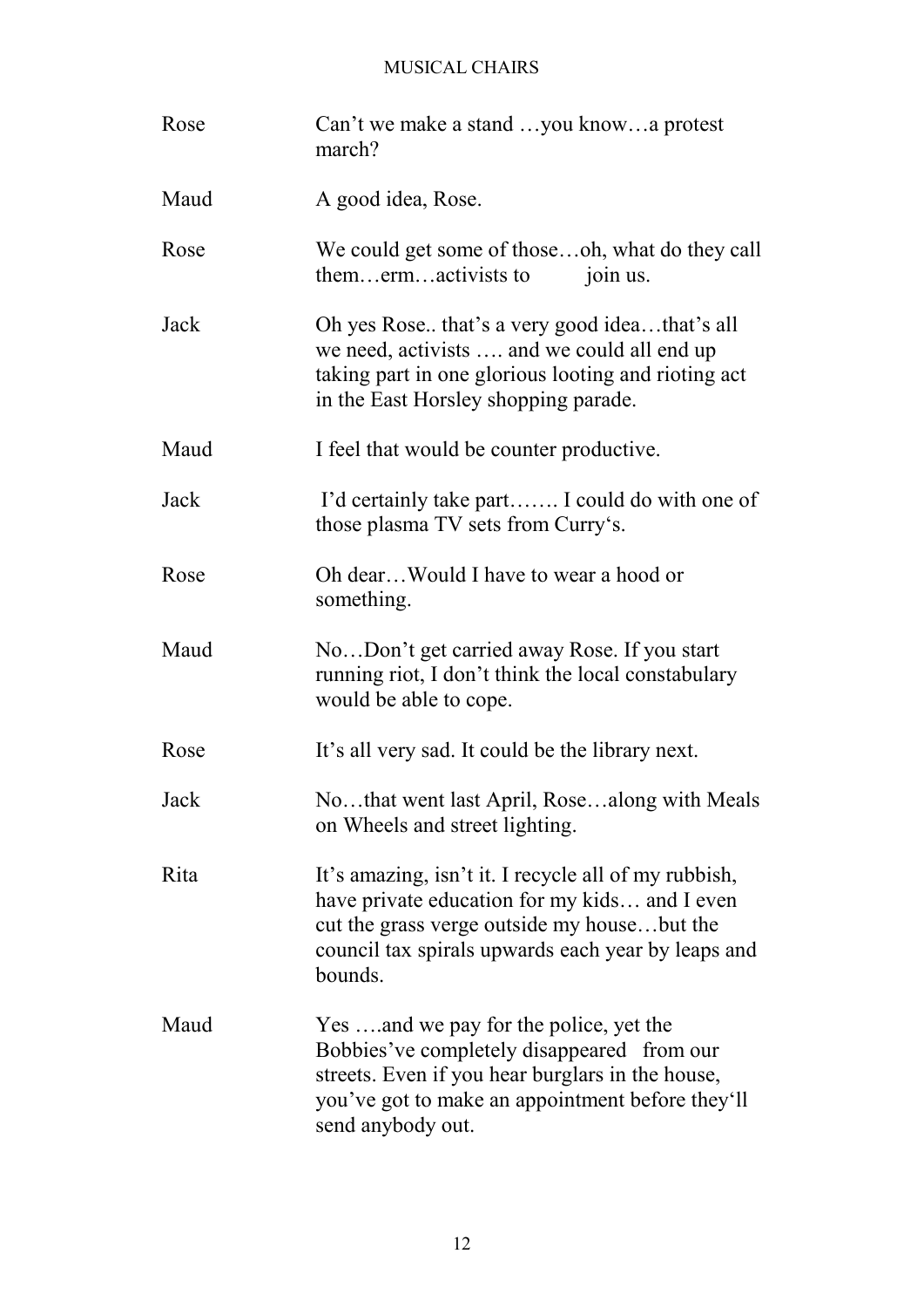| | |
|---|---|
| Rose | Can't we make a stand …you know…a protest march? |
| Maud | A good idea, Rose. |
| Rose | We could get some of those…oh, what do they call them…erm…activists to join us. |
| Jack | Oh yes Rose.. that's a very good idea…that's all we need, activists …. and we could all end up taking part in one glorious looting and rioting act in the East Horsley shopping parade. |
| Maud | I feel that would be counter productive. |
| Jack | I'd certainly take part……. I could do with one of those plasma TV sets from Curry's. |
| Rose | Oh dear…Would I have to wear a hood or something. |
| Maud | No…Don't get carried away Rose. If you start running riot, I don't think the local constabulary would be able to cope. |
| Rose | It's all very sad. It could be the library next. |
| Jack | No…that went last April, Rose…along with Meals on Wheels and street lighting. |
| Rita | It's amazing, isn't it. I recycle all of my rubbish, have private education for my kids… and I even cut the grass verge outside my house…but the council tax spirals upwards each year by leaps and bounds. |
| Maud | Yes ….and we pay for the police, yet the Bobbies've completely disappeared from our streets. Even if you hear burglars in the house, you've got to make an appointment before they'll send anybody out. |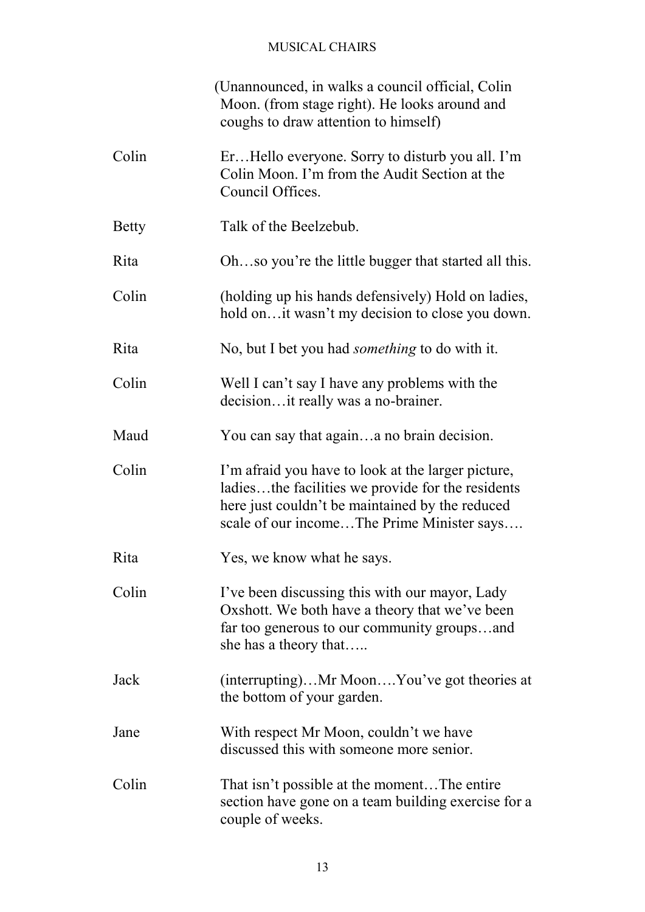(Unannounced, in walks a council official, Colin Moon. (from stage right). He looks around and coughs to draw attention to himself)

Colin — Er…Hello everyone. Sorry to disturb you all. I'm Colin Moon. I'm from the Audit Section at the Council Offices.

Betty — Talk of the Beelzebub.

Rita — Oh…so you're the little bugger that started all this.

Colin — (holding up his hands defensively) Hold on ladies, hold on…it wasn't my decision to close you down.

Rita — No, but I bet you had *something* to do with it.

Colin — Well I can't say I have any problems with the decision…it really was a no-brainer.

Maud — You can say that again…a no brain decision.

Colin — I'm afraid you have to look at the larger picture, ladies…the facilities we provide for the residents here just couldn't be maintained by the reduced scale of our income…The Prime Minister says….

Rita — Yes, we know what he says.

Colin — I've been discussing this with our mayor, Lady Oxshott. We both have a theory that we've been far too generous to our community groups…and she has a theory that…..

Jack — (interrupting)…Mr Moon….You've got theories at the bottom of your garden.

Jane — With respect Mr Moon, couldn't we have discussed this with someone more senior.

Colin — That isn't possible at the moment…The entire section have gone on a team building exercise for a couple of weeks.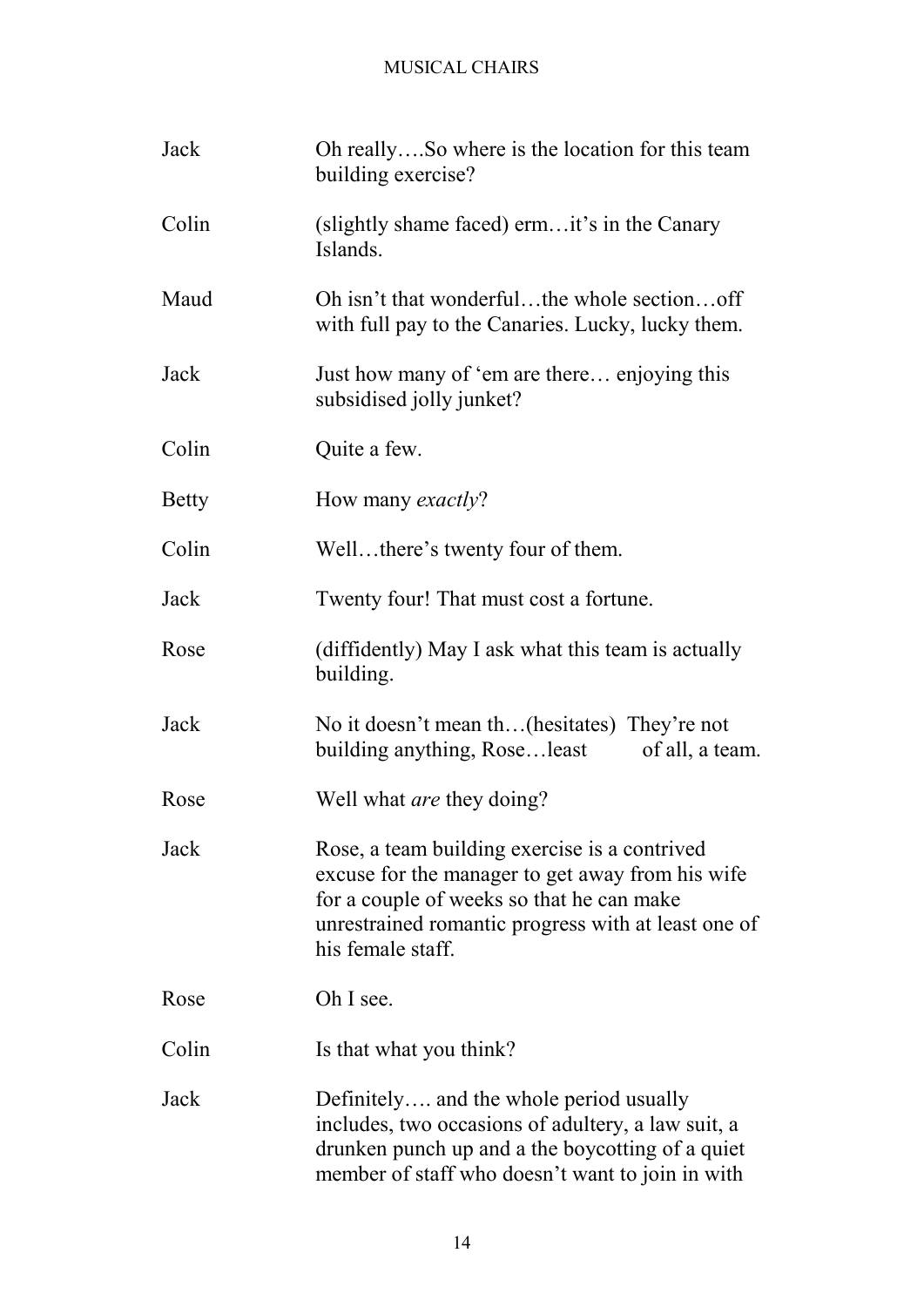Jack Oh really….So where is the location for this team building exercise?

Colin (slightly shame faced) erm…it's in the Canary Islands.

Maud Oh isn't that wonderful…the whole section…off with full pay to the Canaries. Lucky, lucky them.

Jack Just how many of 'em are there… enjoying this subsidised jolly junket?

Colin Quite a few.

Betty How many *exactly*?

Colin Well…there's twenty four of them.

Jack Twenty four! That must cost a fortune.

Rose (diffidently) May I ask what this team is actually building.

Jack No it doesn't mean th…(hesitates) They're not building anything, Rose…least of all, a team.

Rose Well what *are* they doing?

Jack Rose, a team building exercise is a contrived excuse for the manager to get away from his wife for a couple of weeks so that he can make unrestrained romantic progress with at least one of his female staff.

Rose Oh I see.

Colin Is that what you think?

Jack Definitely…. and the whole period usually includes, two occasions of adultery, a law suit, a drunken punch up and a the boycotting of a quiet member of staff who doesn't want to join in with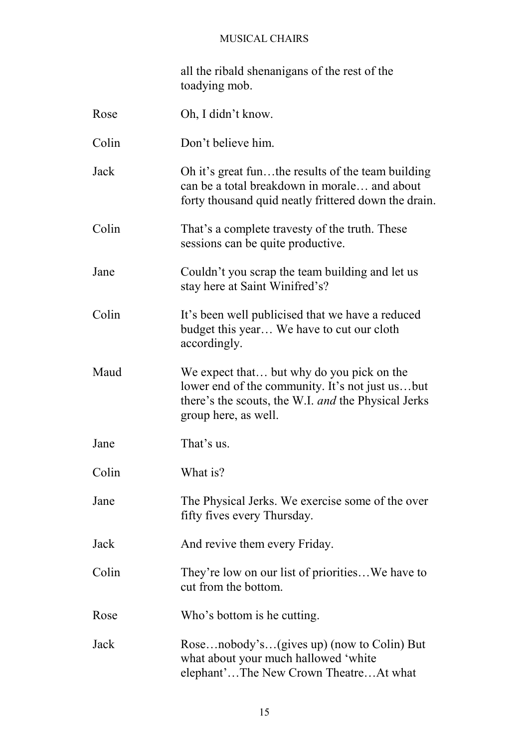all the ribald shenanigans of the rest of the toadying mob.

Rose — Oh, I didn't know.

Colin — Don't believe him.

Jack — Oh it's great fun…the results of the team building can be a total breakdown in morale… and about forty thousand quid neatly frittered down the drain.

Colin — That's a complete travesty of the truth. These sessions can be quite productive.

Jane — Couldn't you scrap the team building and let us stay here at Saint Winifred's?

Colin — It's been well publicised that we have a reduced budget this year… We have to cut our cloth accordingly.

Maud — We expect that… but why do you pick on the lower end of the community. It's not just us…but there's the scouts, the W.I. *and* the Physical Jerks group here, as well.

Jane — That's us.

Colin — What is?

Jane — The Physical Jerks. We exercise some of the over fifty fives every Thursday.

Jack — And revive them every Friday.

Colin — They're low on our list of priorities…We have to cut from the bottom.

Rose — Who's bottom is he cutting.

Jack — Rose…nobody's…(gives up) (now to Colin) But what about your much hallowed 'white elephant'…The New Crown Theatre…At what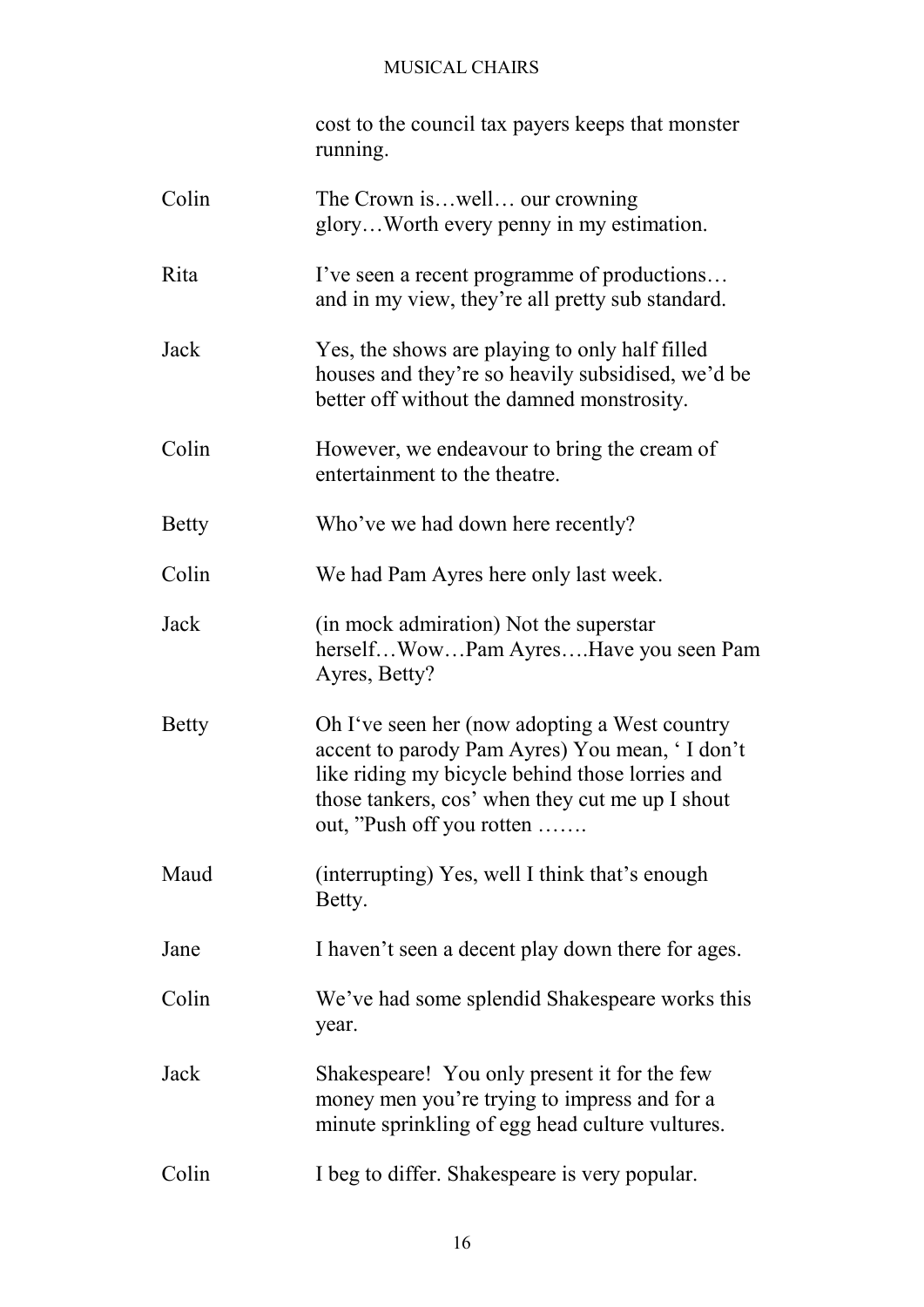cost to the council tax payers keeps that monster running.

Colin — The Crown is…well… our crowning glory…Worth every penny in my estimation.

Rita — I've seen a recent programme of productions… and in my view, they're all pretty sub standard.

Jack — Yes, the shows are playing to only half filled houses and they're so heavily subsidised, we'd be better off without the damned monstrosity.

Colin — However, we endeavour to bring the cream of entertainment to the theatre.

Betty — Who've we had down here recently?

Colin — We had Pam Ayres here only last week.

Jack — (in mock admiration) Not the superstar herself…Wow…Pam Ayres….Have you seen Pam Ayres, Betty?

Betty — Oh I've seen her (now adopting a West country accent to parody Pam Ayres) You mean, ' I don't like riding my bicycle behind those lorries and those tankers, cos' when they cut me up I shout out, "Push off you rotten …….

Maud — (interrupting) Yes, well I think that's enough Betty.

Jane — I haven't seen a decent play down there for ages.

Colin — We've had some splendid Shakespeare works this year.

Jack — Shakespeare! You only present it for the few money men you're trying to impress and for a minute sprinkling of egg head culture vultures.

Colin — I beg to differ. Shakespeare is very popular.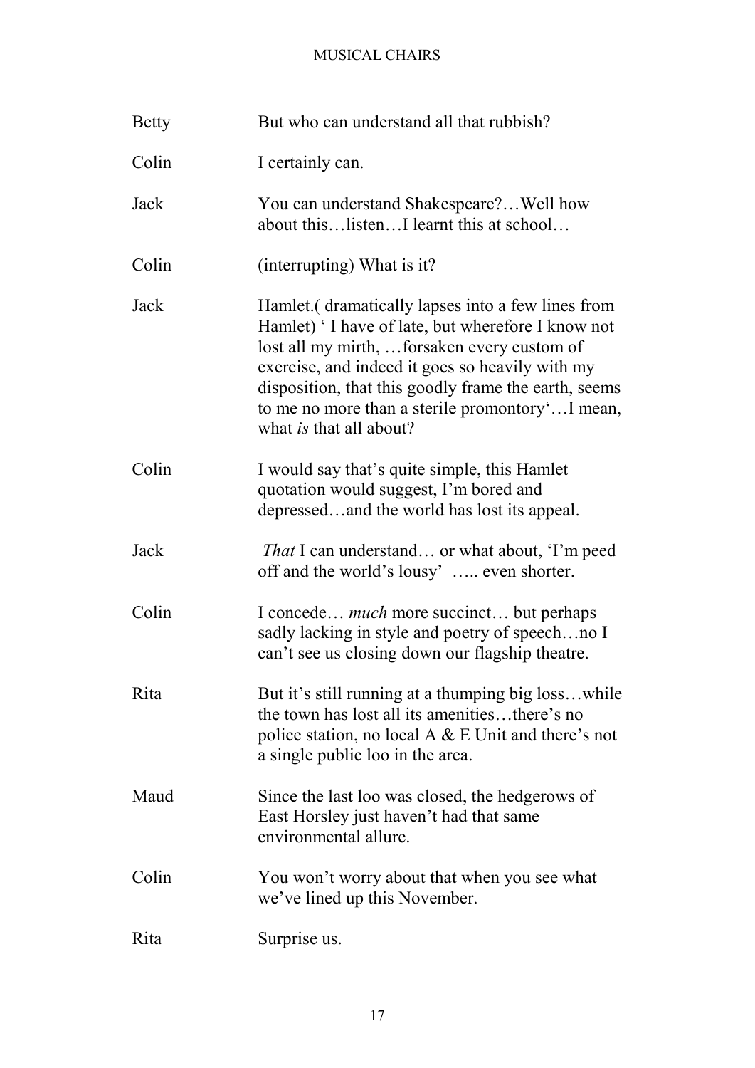**Betty** But who can understand all that rubbish?

**Colin** I certainly can.

**Jack** You can understand Shakespeare?…Well how about this…listen…I learnt this at school…

**Colin** (interrupting) What is it?

**Jack** Hamlet.( dramatically lapses into a few lines from Hamlet) ' I have of late, but wherefore I know not lost all my mirth, …forsaken every custom of exercise, and indeed it goes so heavily with my disposition, that this goodly frame the earth, seems to me no more than a sterile promontory'…I mean, what *is* that all about?

**Colin** I would say that's quite simple, this Hamlet quotation would suggest, I'm bored and depressed…and the world has lost its appeal.

**Jack** *That* I can understand… or what about, 'I'm peed off and the world's lousy' ….. even shorter.

**Colin** I concede… *much* more succinct… but perhaps sadly lacking in style and poetry of speech…no I can't see us closing down our flagship theatre.

**Rita** But it's still running at a thumping big loss…while the town has lost all its amenities…there's no police station, no local A & E Unit and there's not a single public loo in the area.

**Maud** Since the last loo was closed, the hedgerows of East Horsley just haven't had that same environmental allure.

**Colin** You won't worry about that when you see what we've lined up this November.

**Rita** Surprise us.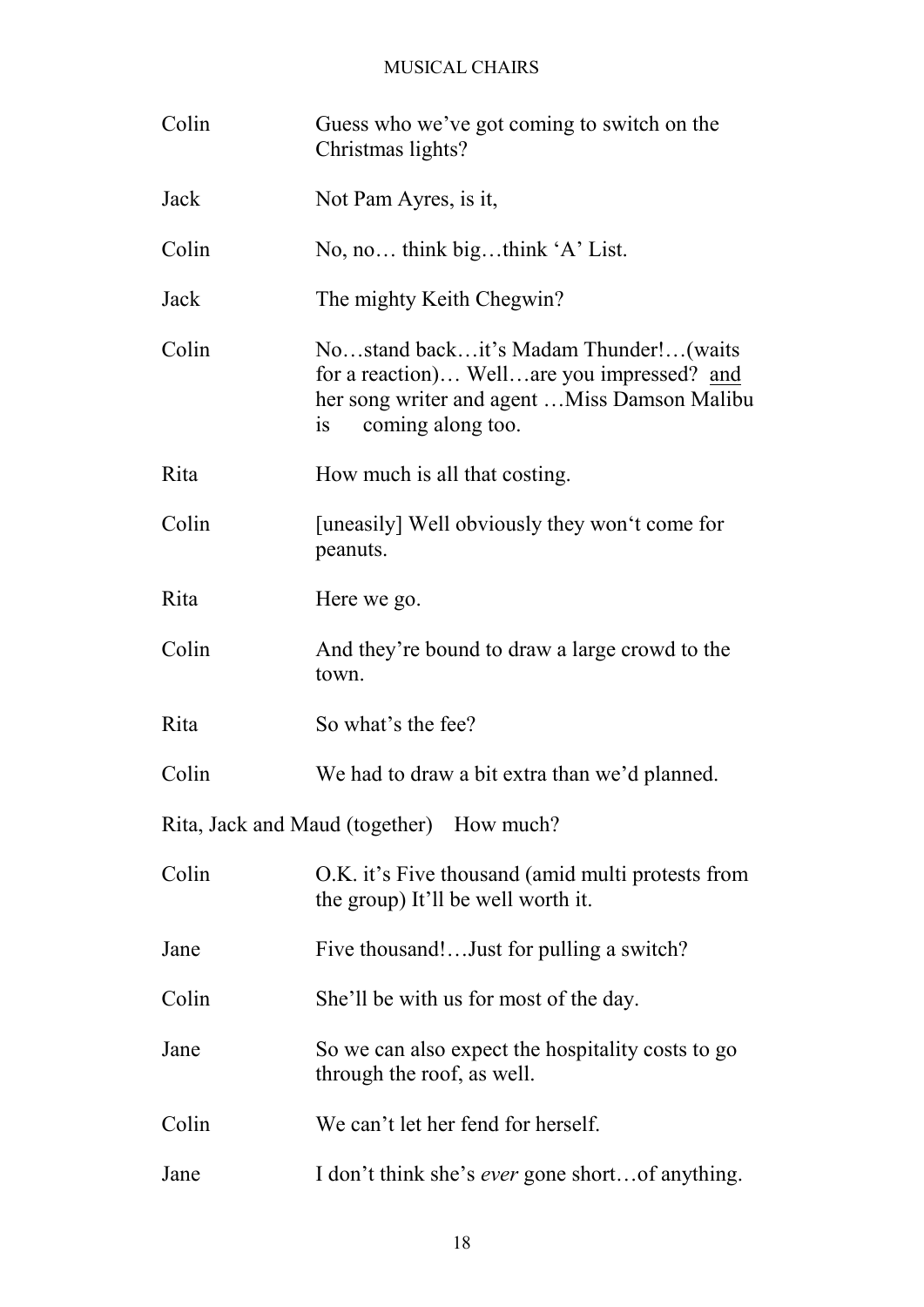| | |
|---|---|
| Colin | Guess who we've got coming to switch on the Christmas lights? |
| Jack | Not Pam Ayres, is it, |
| Colin | No, no… think big…think 'A' List. |
| Jack | The mighty Keith Chegwin? |
| Colin | No…stand back…it's Madam Thunder!…(waits for a reaction)… Well…are you impressed? <u>and</u> her song writer and agent …Miss Damson Malibu is coming along too. |
| Rita | How much is all that costing. |
| Colin | [uneasily] Well obviously they won't come for peanuts. |
| Rita | Here we go. |
| Colin | And they're bound to draw a large crowd to the town. |
| Rita | So what's the fee? |
| Colin | We had to draw a bit extra than we'd planned. |

Rita, Jack and Maud (together) How much?

| | |
|---|---|
| Colin | O.K. it's Five thousand (amid multi protests from the group) It'll be well worth it. |
| Jane | Five thousand!…Just for pulling a switch? |
| Colin | She'll be with us for most of the day. |
| Jane | So we can also expect the hospitality costs to go through the roof, as well. |
| Colin | We can't let her fend for herself. |
| Jane | I don't think she's *ever* gone short…of anything. |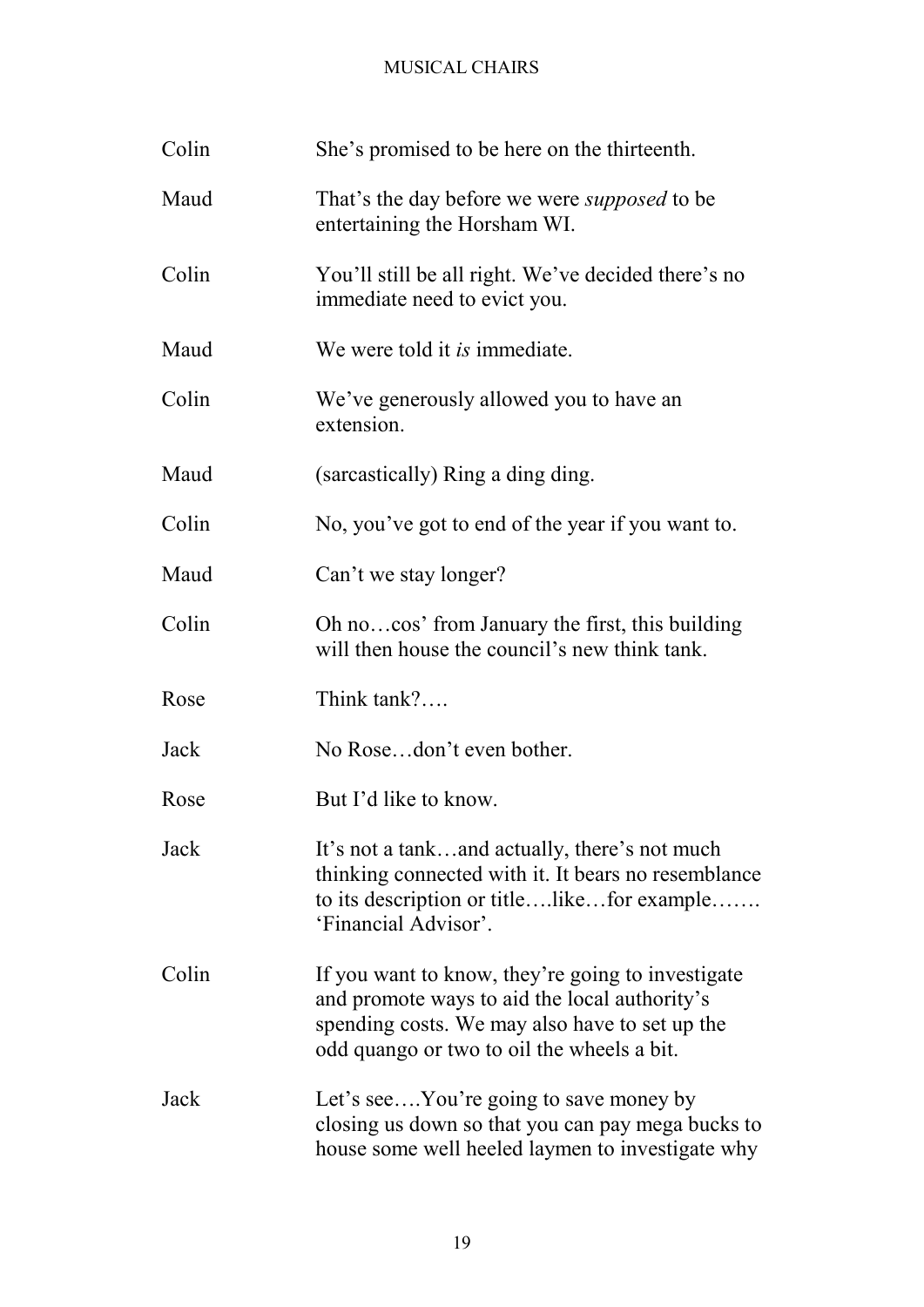Colin	She's promised to be here on the thirteenth.

Maud	That's the day before we were *supposed* to be entertaining the Horsham WI.

Colin	You'll still be all right. We've decided there's no immediate need to evict you.

Maud	We were told it *is* immediate.

Colin	We've generously allowed you to have an extension.

Maud	(sarcastically) Ring a ding ding.

Colin	No, you've got to end of the year if you want to.

Maud	Can't we stay longer?

Colin	Oh no…cos' from January the first, this building will then house the council's new think tank.

Rose	Think tank?….

Jack	No Rose…don't even bother.

Rose	But I'd like to know.

Jack	It's not a tank…and actually, there's not much thinking connected with it. It bears no resemblance to its description or title….like…for example……. 'Financial Advisor'.

Colin	If you want to know, they're going to investigate and promote ways to aid the local authority's spending costs. We may also have to set up the odd quango or two to oil the wheels a bit.

Jack	Let's see….You're going to save money by closing us down so that you can pay mega bucks to house some well heeled laymen to investigate why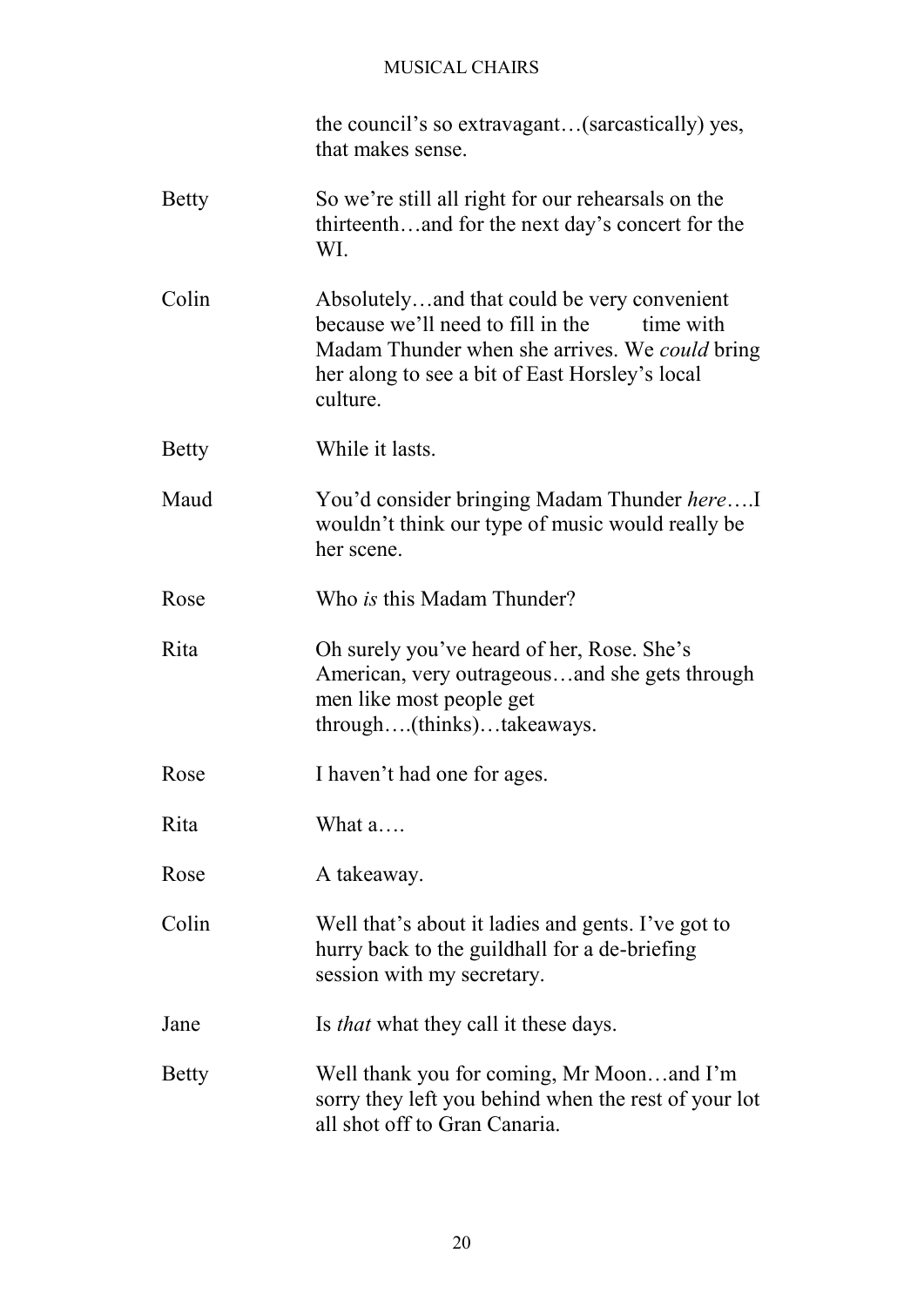the council's so extravagant…(sarcastically) yes, that makes sense.

**Betty** So we're still all right for our rehearsals on the thirteenth…and for the next day's concert for the WI.

**Colin** Absolutely…and that could be very convenient because we'll need to fill in the time with Madam Thunder when she arrives. We *could* bring her along to see a bit of East Horsley's local culture.

**Betty** While it lasts.

**Maud** You'd consider bringing Madam Thunder *here*….I wouldn't think our type of music would really be her scene.

**Rose** Who *is* this Madam Thunder?

**Rita** Oh surely you've heard of her, Rose. She's American, very outrageous…and she gets through men like most people get through….(thinks)…takeaways.

**Rose** I haven't had one for ages.

**Rita** What a….

**Rose** A takeaway.

**Colin** Well that's about it ladies and gents. I've got to hurry back to the guildhall for a de-briefing session with my secretary.

**Jane** Is *that* what they call it these days.

**Betty** Well thank you for coming, Mr Moon…and I'm sorry they left you behind when the rest of your lot all shot off to Gran Canaria.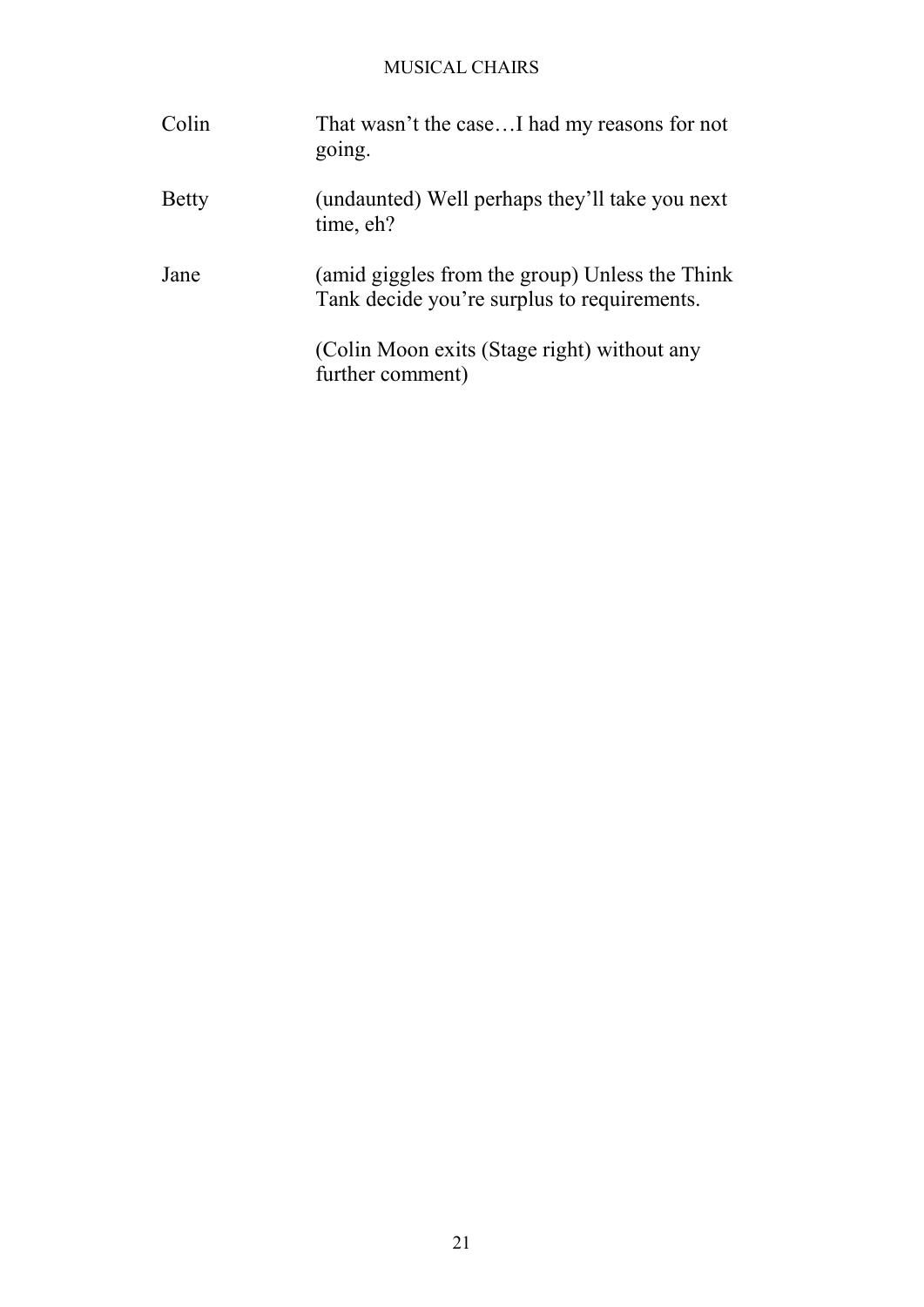| | |
|---|---|
| Colin | That wasn't the case…I had my reasons for not going. |
| Betty | (undaunted) Well perhaps they'll take you next time, eh? |
| Jane | (amid giggles from the group) Unless the Think Tank decide you're surplus to requirements. |
| | (Colin Moon exits (Stage right) without any further comment) |